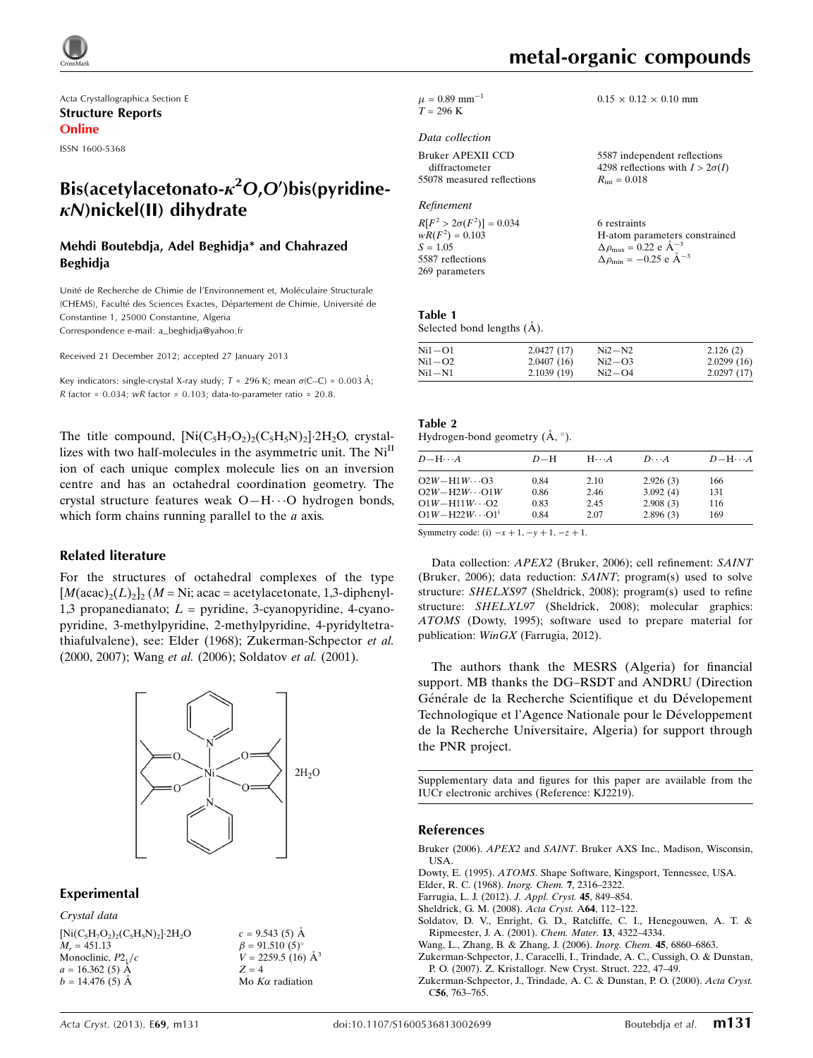Acta Crystallographica Section E

**Structure Reports Online**

ISSN 1600-5368

# Bis(acetylacetonato-$\kappa^2O,O'$)bis(pyridine-$\kappa N$)nickel(II) dihydrate

**Mehdi Boutebdja, Adel Beghidja\* and Chahrazed Beghidja**

Unité de Recherche de Chimie de l'Environnement et, Moléculaire Structurale (CHEMS), Faculté des Sciences Exactes, Département de Chimie, Université de Constantine 1, 25000 Constantine, Algeria
Correspondence e-mail: a_beghidja@yahoo.fr

Received 21 December 2012; accepted 27 January 2013

Key indicators: single-crystal X-ray study; $T$ = 296 K; mean $\sigma$(C–C) = 0.003 Å; $R$ factor = 0.034; $wR$ factor = 0.103; data-to-parameter ratio = 20.8.

The title compound, $[Ni(C_5H_7O_2)_2(C_5H_5N)_2]\cdot 2H_2O$, crystallizes with two half-molecules in the asymmetric unit. The $Ni^{II}$ ion of each unique complex molecule lies on an inversion centre and has an octahedral coordination geometry. The crystal structure features weak O—H···O hydrogen bonds, which form chains running parallel to the $a$ axis.

## Related literature

For the structures of octahedral complexes of the type $[M(acac)_2(L)_2]_2$ ($M$ = Ni; acac = acetylacetonate, 1,3-diphenyl-1,3 propanedianato; $L$ = pyridine, 3-cyanopyridine, 4-cyanopyridine, 3-methylpyridine, 2-methylpyridine, 4-pyridyltetrathiafulvalene), see: Elder (1968); Zukerman-Schpector *et al.* (2000, 2007); Wang *et al.* (2006); Soldatov *et al.* (2001).

## Experimental

### Crystal data

$[Ni(C_5H_7O_2)_2(C_5H_5N)_2]\cdot 2H_2O$
$M_r$ = 451.13
Monoclinic, $P2_1/c$
$a$ = 16.362 (5) Å
$b$ = 14.476 (5) Å
$c$ = 9.543 (5) Å
$\beta$ = 91.510 (5)°
$V$ = 2259.5 (16) Å$^3$
$Z$ = 4
Mo $K\alpha$ radiation
$\mu$ = 0.89 mm$^{-1}$
$T$ = 296 K
0.15 × 0.12 × 0.10 mm

### Data collection

Bruker APEXII CCD diffractometer
55078 measured reflections
5587 independent reflections
4298 reflections with $I > 2\sigma(I)$
$R_{int}$ = 0.018

### Refinement

$R[F^2 > 2\sigma(F^2)]$ = 0.034
$wR(F^2)$ = 0.103
$S$ = 1.05
5587 reflections
269 parameters
6 restraints
H-atom parameters constrained
$\Delta\rho_{max}$ = 0.22 e Å$^{-3}$
$\Delta\rho_{min}$ = −0.25 e Å$^{-3}$

**Table 1**
Selected bond lengths (Å).

| | | | |
|---|---|---|---|
| Ni1—O1 | 2.0427 (17) | Ni2—N2 | 2.126 (2) |
| Ni1—O2 | 2.0407 (16) | Ni2—O3 | 2.0299 (16) |
| Ni1—N1 | 2.1039 (19) | Ni2—O4 | 2.0297 (17) |

**Table 2**
Hydrogen-bond geometry (Å, °).

| $D$—H···$A$ | $D$—H | H···$A$ | $D$···$A$ | $D$—H···$A$ |
|---|---|---|---|---|
| O2$W$—H1$W$···O3 | 0.84 | 2.10 | 2.926 (3) | 166 |
| O2$W$—H2$W$···O1$W$ | 0.86 | 2.46 | 3.092 (4) | 131 |
| O1$W$—H11$W$···O2 | 0.83 | 2.45 | 2.908 (3) | 116 |
| O1$W$—H22$W$···O1$^i$ | 0.84 | 2.07 | 2.896 (3) | 169 |

Symmetry code: (i) $-x+1, -y+1, -z+1$.

Data collection: *APEX2* (Bruker, 2006); cell refinement: *SAINT* (Bruker, 2006); data reduction: *SAINT*; program(s) used to solve structure: *SHELXS97* (Sheldrick, 2008); program(s) used to refine structure: *SHELXL97* (Sheldrick, 2008); molecular graphics: *ATOMS* (Dowty, 1995); software used to prepare material for publication: *WinGX* (Farrugia, 2012).

The authors thank the MESRS (Algeria) for financial support. MB thanks the DG–RSDT and ANDRU (Direction Générale de la Recherche Scientifique et du Dévelopement Technologique et l'Agence Nationale pour le Développement de la Recherche Universitaire, Algeria) for support through the PNR project.

Supplementary data and figures for this paper are available from the IUCr electronic archives (Reference: KJ2219).

## References

Bruker (2006). *APEX2* and *SAINT*. Bruker AXS Inc., Madison, Wisconsin, USA.
Dowty, E. (1995). *ATOMS*. Shape Software, Kingsport, Tennessee, USA.
Elder, R. C. (1968). *Inorg. Chem.* **7**, 2316–2322.
Farrugia, L. J. (2012). *J. Appl. Cryst.* **45**, 849–854.
Sheldrick, G. M. (2008). *Acta Cryst.* A**64**, 112–122.
Soldatov, D. V., Enright, G. D., Ratcliffe, C. I., Henegouwen, A. T. & Ripmeester, J. A. (2001). *Chem. Mater.* **13**, 4322–4334.
Wang, L., Zhang, B. & Zhang, J. (2006). *Inorg. Chem.* **45**, 6860–6863.
Zukerman-Schpector, J., Caracelli, I., Trindade, A. C., Cussigh, O. & Dunstan, P. O. (2007). Z. Kristallogr. New Cryst. Struct. 222, 47–49.
Zukerman-Schpector, J., Trindade, A. C. & Dunstan, P. O. (2000). *Acta Cryst.* C**56**, 763–765.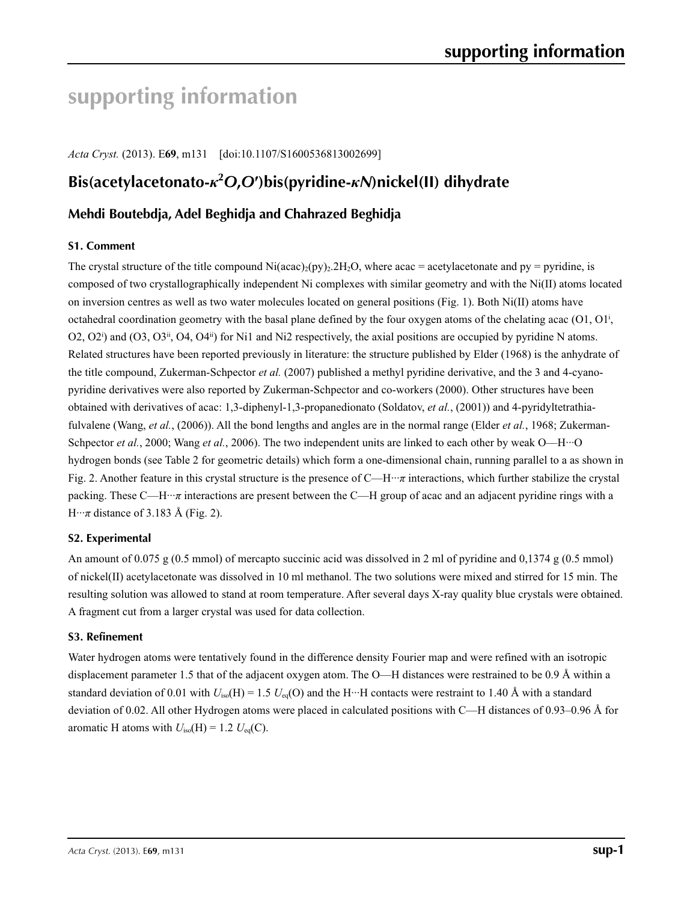# supporting information

*Acta Cryst.* (2013). E**69**, m131 [doi:10.1107/S1600536813002699]

## Bis(acetylacetonato-$\kappa^2$*O*,*O*′)bis(pyridine-$\kappa$*N*)nickel(II) dihydrate

### Mehdi Boutebdja, Adel Beghidja and Chahrazed Beghidja

#### S1. Comment

The crystal structure of the title compound Ni(acac)$_2$(py)$_2$.2H$_2$O, where acac = acetylacetonate and py = pyridine, is composed of two crystallographically independent Ni complexes with similar geometry and with the Ni(II) atoms located on inversion centres as well as two water molecules located on general positions (Fig. 1). Both Ni(II) atoms have octahedral coordination geometry with the basal plane defined by the four oxygen atoms of the chelating acac (O1, O1$^{i}$, O2, O2$^{i}$) and (O3, O3$^{ii}$, O4, O4$^{ii}$) for Ni1 and Ni2 respectively, the axial positions are occupied by pyridine N atoms. Related structures have been reported previously in literature: the structure published by Elder (1968) is the anhydrate of the title compound, Zukerman-Schpector *et al.* (2007) published a methyl pyridine derivative, and the 3 and 4-cyano-pyridine derivatives were also reported by Zukerman-Schpector and co-workers (2000). Other structures have been obtained with derivatives of acac: 1,3-diphenyl-1,3-propanedionato (Soldatov, *et al.*, (2001)) and 4-pyridyltetrathia-fulvalene (Wang, *et al.*, (2006)). All the bond lengths and angles are in the normal range (Elder *et al.*, 1968; Zukerman-Schpector *et al.*, 2000; Wang *et al.*, 2006). The two independent units are linked to each other by weak O—H···O hydrogen bonds (see Table 2 for geometric details) which form a one-dimensional chain, running parallel to a as shown in Fig. 2. Another feature in this crystal structure is the presence of C—H···$\pi$ interactions, which further stabilize the crystal packing. These C—H···$\pi$ interactions are present between the C—H group of acac and an adjacent pyridine rings with a H···$\pi$ distance of 3.183 Å (Fig. 2).

#### S2. Experimental

An amount of 0.075 g (0.5 mmol) of mercapto succinic acid was dissolved in 2 ml of pyridine and 0,1374 g (0.5 mmol) of nickel(II) acetylacetonate was dissolved in 10 ml methanol. The two solutions were mixed and stirred for 15 min. The resulting solution was allowed to stand at room temperature. After several days X-ray quality blue crystals were obtained. A fragment cut from a larger crystal was used for data collection.

#### S3. Refinement

Water hydrogen atoms were tentatively found in the difference density Fourier map and were refined with an isotropic displacement parameter 1.5 that of the adjacent oxygen atom. The O—H distances were restrained to be 0.9 Å within a standard deviation of 0.01 with $U_{iso}$(H) = 1.5 $U_{eq}$(O) and the H···H contacts were restraint to 1.40 Å with a standard deviation of 0.02. All other Hydrogen atoms were placed in calculated positions with C—H distances of 0.93–0.96 Å for aromatic H atoms with $U_{iso}$(H) = 1.2 $U_{eq}$(C).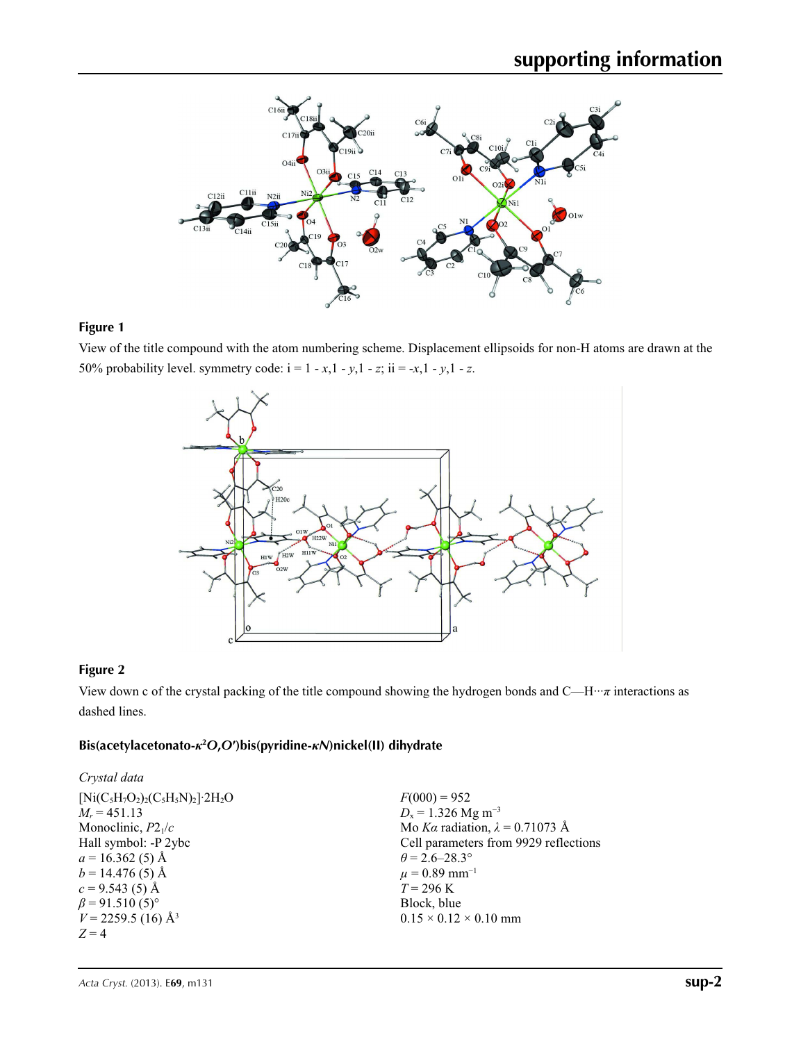**Figure 1**

View of the title compound with the atom numbering scheme. Displacement ellipsoids for non-H atoms are drawn at the 50% probability level. symmetry code: i = 1 - *x*,1 - *y*,1 - *z*; ii = -*x*,1 - *y*,1 - *z*.

**Figure 2**

View down c of the crystal packing of the title compound showing the hydrogen bonds and C—H···$\pi$ interactions as dashed lines.

### Bis(acetylacetonato-$\kappa^2O,O'$)bis(pyridine-$\kappa N$)nickel(II) dihydrate

*Crystal data*

$[Ni(C_5H_7O_2)_2(C_5H_5N)_2]\cdot 2H_2O$
$M_r = 451.13$
Monoclinic, $P2_1/c$
Hall symbol: -P 2ybc
$a = 16.362$ (5) Å
$b = 14.476$ (5) Å
$c = 9.543$ (5) Å
$\beta = 91.510$ (5)°
$V = 2259.5$ (16) Å$^3$
$Z = 4$

$F(000) = 952$
$D_x = 1.326$ Mg m$^{-3}$
Mo $K\alpha$ radiation, $\lambda = 0.71073$ Å
Cell parameters from 9929 reflections
$\theta = 2.6$–$28.3°$
$\mu = 0.89$ mm$^{-1}$
$T = 296$ K
Block, blue
0.15 × 0.12 × 0.10 mm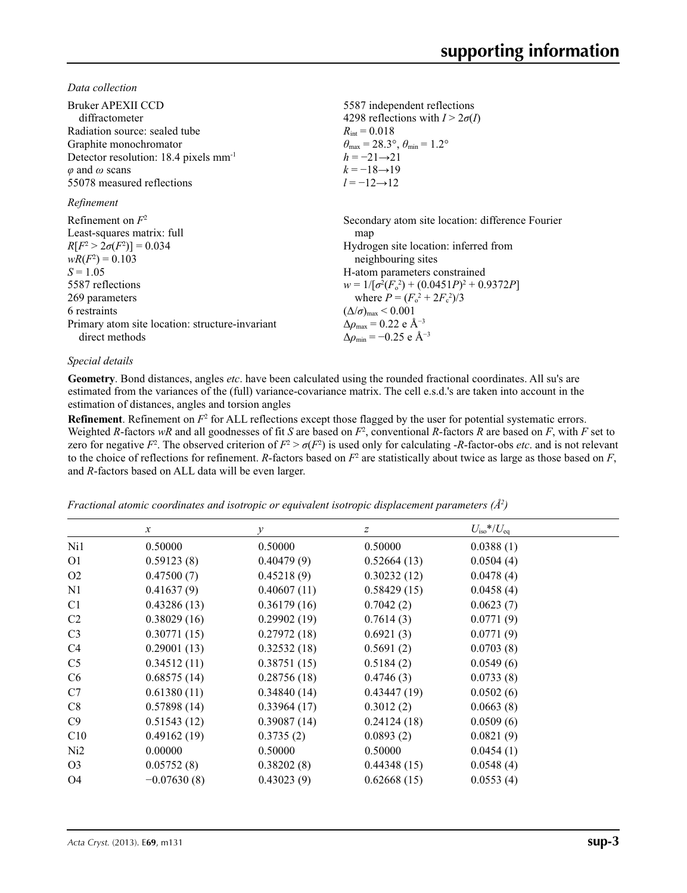*Data collection*

Bruker APEXII CCD diffractometer
Radiation source: sealed tube
Graphite monochromator
Detector resolution: 18.4 pixels mm$^{-1}$
$\varphi$ and $\omega$ scans
55078 measured reflections

5587 independent reflections
4298 reflections with $I > 2\sigma(I)$
$R_{int} = 0.018$
$\theta_{max} = 28.3°$, $\theta_{min} = 1.2°$
$h = -21 \rightarrow 21$
$k = -18 \rightarrow 19$
$l = -12 \rightarrow 12$

*Refinement*

Refinement on $F^2$
Least-squares matrix: full
$R[F^2 > 2\sigma(F^2)] = 0.034$
$wR(F^2) = 0.103$
$S = 1.05$
5587 reflections
269 parameters
6 restraints
Primary atom site location: structure-invariant direct methods

Secondary atom site location: difference Fourier map
Hydrogen site location: inferred from neighbouring sites
H-atom parameters constrained
$w = 1/[\sigma^2(F_o^2) + (0.0451P)^2 + 0.9372P]$ where $P = (F_o^2 + 2F_c^2)/3$
$(\Delta/\sigma)_{max} < 0.001$
$\Delta\rho_{max} = 0.22$ e Å$^{-3}$
$\Delta\rho_{min} = -0.25$ e Å$^{-3}$

*Special details*

**Geometry**. Bond distances, angles *etc*. have been calculated using the rounded fractional coordinates. All su's are estimated from the variances of the (full) variance-covariance matrix. The cell e.s.d.'s are taken into account in the estimation of distances, angles and torsion angles

**Refinement**. Refinement on $F^2$ for ALL reflections except those flagged by the user for potential systematic errors. Weighted *R*-factors *wR* and all goodnesses of fit *S* are based on $F^2$, conventional *R*-factors *R* are based on *F*, with *F* set to zero for negative $F^2$. The observed criterion of $F^2 > \sigma(F^2)$ is used only for calculating -*R*-factor-obs *etc*. and is not relevant to the choice of reflections for refinement. *R*-factors based on $F^2$ are statistically about twice as large as those based on *F*, and *R*-factors based on ALL data will be even larger.

*Fractional atomic coordinates and isotropic or equivalent isotropic displacement parameters (Å$^2$)*

| | *x* | *y* | *z* | $U_{iso}$\*/$U_{eq}$ |
|---|---|---|---|---|
| Ni1 | 0.50000 | 0.50000 | 0.50000 | 0.0388 (1) |
| O1 | 0.59123 (8) | 0.40479 (9) | 0.52664 (13) | 0.0504 (4) |
| O2 | 0.47500 (7) | 0.45218 (9) | 0.30232 (12) | 0.0478 (4) |
| N1 | 0.41637 (9) | 0.40607 (11) | 0.58429 (15) | 0.0458 (4) |
| C1 | 0.43286 (13) | 0.36179 (16) | 0.7042 (2) | 0.0623 (7) |
| C2 | 0.38029 (16) | 0.29902 (19) | 0.7614 (3) | 0.0771 (9) |
| C3 | 0.30771 (15) | 0.27972 (18) | 0.6921 (3) | 0.0771 (9) |
| C4 | 0.29001 (13) | 0.32532 (18) | 0.5691 (2) | 0.0703 (8) |
| C5 | 0.34512 (11) | 0.38751 (15) | 0.5184 (2) | 0.0549 (6) |
| C6 | 0.68575 (14) | 0.28756 (18) | 0.4746 (3) | 0.0733 (8) |
| C7 | 0.61380 (11) | 0.34840 (14) | 0.43447 (19) | 0.0502 (6) |
| C8 | 0.57898 (14) | 0.33964 (17) | 0.3012 (2) | 0.0663 (8) |
| C9 | 0.51543 (12) | 0.39087 (14) | 0.24124 (18) | 0.0509 (6) |
| C10 | 0.49162 (19) | 0.3735 (2) | 0.0893 (2) | 0.0821 (9) |
| Ni2 | 0.00000 | 0.50000 | 0.50000 | 0.0454 (1) |
| O3 | 0.05752 (8) | 0.38202 (8) | 0.44348 (15) | 0.0548 (4) |
| O4 | −0.07630 (8) | 0.43023 (9) | 0.62668 (15) | 0.0553 (4) |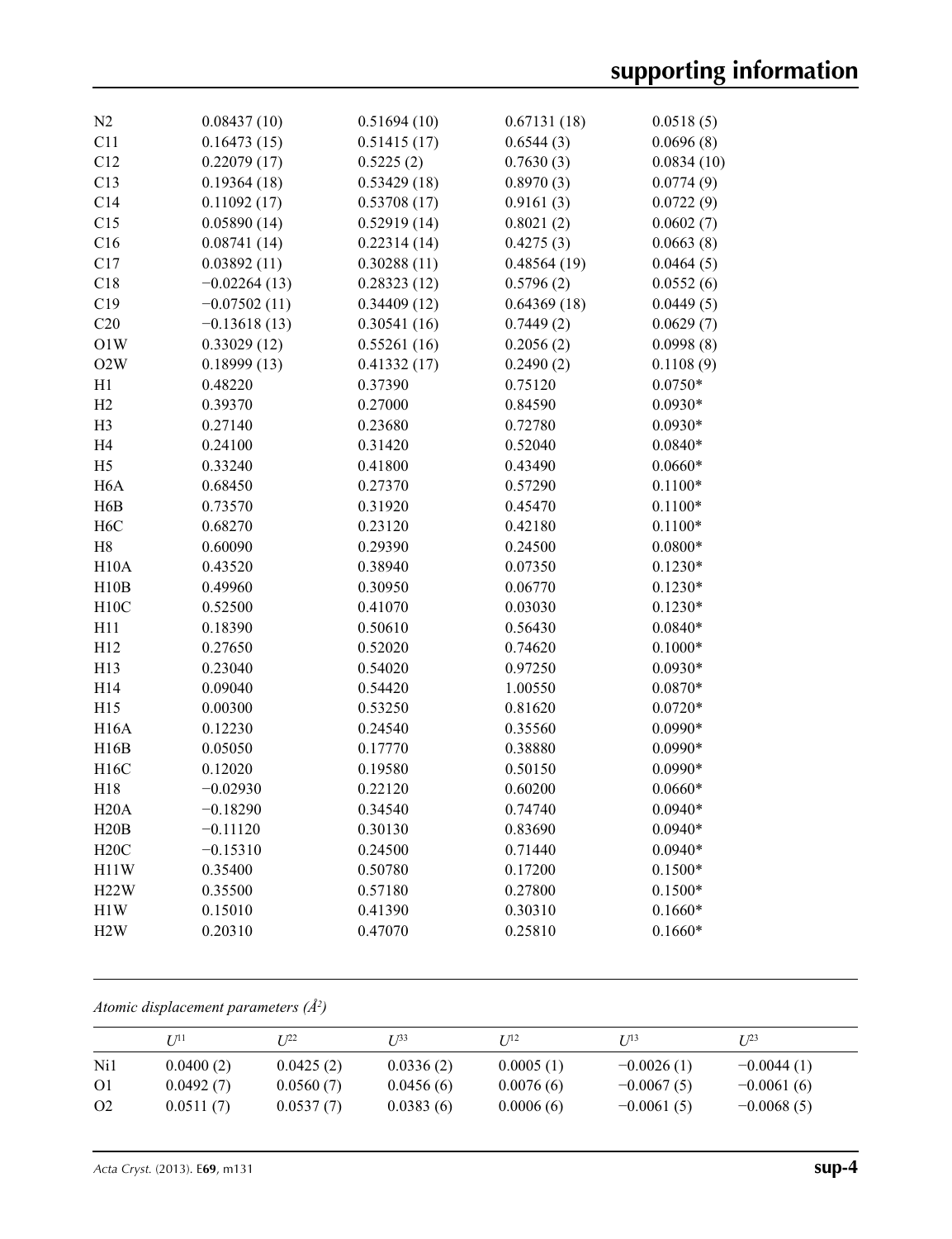| | | | | |
|---|---|---|---|---|
| N2 | 0.08437 (10) | 0.51694 (10) | 0.67131 (18) | 0.0518 (5) |
| C11 | 0.16473 (15) | 0.51415 (17) | 0.6544 (3) | 0.0696 (8) |
| C12 | 0.22079 (17) | 0.5225 (2) | 0.7630 (3) | 0.0834 (10) |
| C13 | 0.19364 (18) | 0.53429 (18) | 0.8970 (3) | 0.0774 (9) |
| C14 | 0.11092 (17) | 0.53708 (17) | 0.9161 (3) | 0.0722 (9) |
| C15 | 0.05890 (14) | 0.52919 (14) | 0.8021 (2) | 0.0602 (7) |
| C16 | 0.08741 (14) | 0.22314 (14) | 0.4275 (3) | 0.0663 (8) |
| C17 | 0.03892 (11) | 0.30288 (11) | 0.48564 (19) | 0.0464 (5) |
| C18 | −0.02264 (13) | 0.28323 (12) | 0.5796 (2) | 0.0552 (6) |
| C19 | −0.07502 (11) | 0.34409 (12) | 0.64369 (18) | 0.0449 (5) |
| C20 | −0.13618 (13) | 0.30541 (16) | 0.7449 (2) | 0.0629 (7) |
| O1W | 0.33029 (12) | 0.55261 (16) | 0.2056 (2) | 0.0998 (8) |
| O2W | 0.18999 (13) | 0.41332 (17) | 0.2490 (2) | 0.1108 (9) |
| H1 | 0.48220 | 0.37390 | 0.75120 | 0.0750* |
| H2 | 0.39370 | 0.27000 | 0.84590 | 0.0930* |
| H3 | 0.27140 | 0.23680 | 0.72780 | 0.0930* |
| H4 | 0.24100 | 0.31420 | 0.52040 | 0.0840* |
| H5 | 0.33240 | 0.41800 | 0.43490 | 0.0660* |
| H6A | 0.68450 | 0.27370 | 0.57290 | 0.1100* |
| H6B | 0.73570 | 0.31920 | 0.45470 | 0.1100* |
| H6C | 0.68270 | 0.23120 | 0.42180 | 0.1100* |
| H8 | 0.60090 | 0.29390 | 0.24500 | 0.0800* |
| H10A | 0.43520 | 0.38940 | 0.07350 | 0.1230* |
| H10B | 0.49960 | 0.30950 | 0.06770 | 0.1230* |
| H10C | 0.52500 | 0.41070 | 0.03030 | 0.1230* |
| H11 | 0.18390 | 0.50610 | 0.56430 | 0.0840* |
| H12 | 0.27650 | 0.52020 | 0.74620 | 0.1000* |
| H13 | 0.23040 | 0.54020 | 0.97250 | 0.0930* |
| H14 | 0.09040 | 0.54420 | 1.00550 | 0.0870* |
| H15 | 0.00300 | 0.53250 | 0.81620 | 0.0720* |
| H16A | 0.12230 | 0.24540 | 0.35560 | 0.0990* |
| H16B | 0.05050 | 0.17770 | 0.38880 | 0.0990* |
| H16C | 0.12020 | 0.19580 | 0.50150 | 0.0990* |
| H18 | −0.02930 | 0.22120 | 0.60200 | 0.0660* |
| H20A | −0.18290 | 0.34540 | 0.74740 | 0.0940* |
| H20B | −0.11120 | 0.30130 | 0.83690 | 0.0940* |
| H20C | −0.15310 | 0.24500 | 0.71440 | 0.0940* |
| H11W | 0.35400 | 0.50780 | 0.17200 | 0.1500* |
| H22W | 0.35500 | 0.57180 | 0.27800 | 0.1500* |
| H1W | 0.15010 | 0.41390 | 0.30310 | 0.1660* |
| H2W | 0.20310 | 0.47070 | 0.25810 | 0.1660* |

*Atomic displacement parameters (Å²)*

| | $U^{11}$ | $U^{22}$ | $U^{33}$ | $U^{12}$ | $U^{13}$ | $U^{23}$ |
|---|---|---|---|---|---|---|
| Ni1 | 0.0400 (2) | 0.0425 (2) | 0.0336 (2) | 0.0005 (1) | −0.0026 (1) | −0.0044 (1) |
| O1 | 0.0492 (7) | 0.0560 (7) | 0.0456 (6) | 0.0076 (6) | −0.0067 (5) | −0.0061 (6) |
| O2 | 0.0511 (7) | 0.0537 (7) | 0.0383 (6) | 0.0006 (6) | −0.0061 (5) | −0.0068 (5) |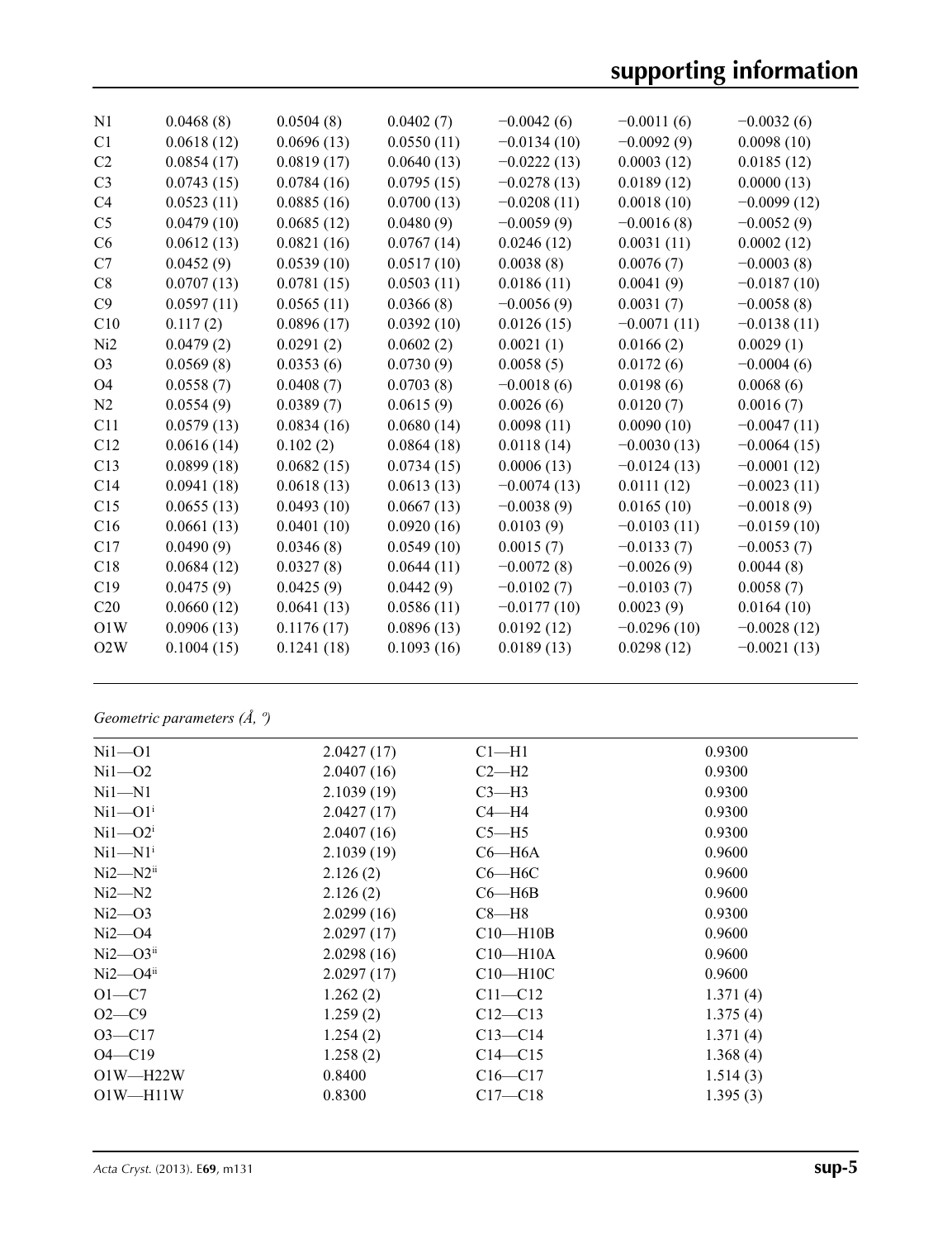| N1 | 0.0468 (8) | 0.0504 (8) | 0.0402 (7) | −0.0042 (6) | −0.0011 (6) | −0.0032 (6) |
|---|---|---|---|---|---|---|
| C1 | 0.0618 (12) | 0.0696 (13) | 0.0550 (11) | −0.0134 (10) | −0.0092 (9) | 0.0098 (10) |
| C2 | 0.0854 (17) | 0.0819 (17) | 0.0640 (13) | −0.0222 (13) | 0.0003 (12) | 0.0185 (12) |
| C3 | 0.0743 (15) | 0.0784 (16) | 0.0795 (15) | −0.0278 (13) | 0.0189 (12) | 0.0000 (13) |
| C4 | 0.0523 (11) | 0.0885 (16) | 0.0700 (13) | −0.0208 (11) | 0.0018 (10) | −0.0099 (12) |
| C5 | 0.0479 (10) | 0.0685 (12) | 0.0480 (9) | −0.0059 (9) | −0.0016 (8) | −0.0052 (9) |
| C6 | 0.0612 (13) | 0.0821 (16) | 0.0767 (14) | 0.0246 (12) | 0.0031 (11) | 0.0002 (12) |
| C7 | 0.0452 (9) | 0.0539 (10) | 0.0517 (10) | 0.0038 (8) | 0.0076 (7) | −0.0003 (8) |
| C8 | 0.0707 (13) | 0.0781 (15) | 0.0503 (11) | 0.0186 (11) | 0.0041 (9) | −0.0187 (10) |
| C9 | 0.0597 (11) | 0.0565 (11) | 0.0366 (8) | −0.0056 (9) | 0.0031 (7) | −0.0058 (8) |
| C10 | 0.117 (2) | 0.0896 (17) | 0.0392 (10) | 0.0126 (15) | −0.0071 (11) | −0.0138 (11) |
| Ni2 | 0.0479 (2) | 0.0291 (2) | 0.0602 (2) | 0.0021 (1) | 0.0166 (2) | 0.0029 (1) |
| O3 | 0.0569 (8) | 0.0353 (6) | 0.0730 (9) | 0.0058 (5) | 0.0172 (6) | −0.0004 (6) |
| O4 | 0.0558 (7) | 0.0408 (7) | 0.0703 (8) | −0.0018 (6) | 0.0198 (6) | 0.0068 (6) |
| N2 | 0.0554 (9) | 0.0389 (7) | 0.0615 (9) | 0.0026 (6) | 0.0120 (7) | 0.0016 (7) |
| C11 | 0.0579 (13) | 0.0834 (16) | 0.0680 (14) | 0.0098 (11) | 0.0090 (10) | −0.0047 (11) |
| C12 | 0.0616 (14) | 0.102 (2) | 0.0864 (18) | 0.0118 (14) | −0.0030 (13) | −0.0064 (15) |
| C13 | 0.0899 (18) | 0.0682 (15) | 0.0734 (15) | 0.0006 (13) | −0.0124 (13) | −0.0001 (12) |
| C14 | 0.0941 (18) | 0.0618 (13) | 0.0613 (13) | −0.0074 (13) | 0.0111 (12) | −0.0023 (11) |
| C15 | 0.0655 (13) | 0.0493 (10) | 0.0667 (13) | −0.0038 (9) | 0.0165 (10) | −0.0018 (9) |
| C16 | 0.0661 (13) | 0.0401 (10) | 0.0920 (16) | 0.0103 (9) | −0.0103 (11) | −0.0159 (10) |
| C17 | 0.0490 (9) | 0.0346 (8) | 0.0549 (10) | 0.0015 (7) | −0.0133 (7) | −0.0053 (7) |
| C18 | 0.0684 (12) | 0.0327 (8) | 0.0644 (11) | −0.0072 (8) | −0.0026 (9) | 0.0044 (8) |
| C19 | 0.0475 (9) | 0.0425 (9) | 0.0442 (9) | −0.0102 (7) | −0.0103 (7) | 0.0058 (7) |
| C20 | 0.0660 (12) | 0.0641 (13) | 0.0586 (11) | −0.0177 (10) | 0.0023 (9) | 0.0164 (10) |
| O1W | 0.0906 (13) | 0.1176 (17) | 0.0896 (13) | 0.0192 (12) | −0.0296 (10) | −0.0028 (12) |
| O2W | 0.1004 (15) | 0.1241 (18) | 0.1093 (16) | 0.0189 (13) | 0.0298 (12) | −0.0021 (13) |

*Geometric parameters (Å, º)*

| | | | |
|---|---|---|---|
| Ni1—O1 | 2.0427 (17) | C1—H1 | 0.9300 |
| Ni1—O2 | 2.0407 (16) | C2—H2 | 0.9300 |
| Ni1—N1 | 2.1039 (19) | C3—H3 | 0.9300 |
| Ni1—O1$^{i}$ | 2.0427 (17) | C4—H4 | 0.9300 |
| Ni1—O2$^{i}$ | 2.0407 (16) | C5—H5 | 0.9300 |
| Ni1—N1$^{i}$ | 2.1039 (19) | C6—H6A | 0.9600 |
| Ni2—N2$^{ii}$ | 2.126 (2) | C6—H6C | 0.9600 |
| Ni2—N2 | 2.126 (2) | C6—H6B | 0.9600 |
| Ni2—O3 | 2.0299 (16) | C8—H8 | 0.9300 |
| Ni2—O4 | 2.0297 (17) | C10—H10B | 0.9600 |
| Ni2—O3$^{ii}$ | 2.0298 (16) | C10—H10A | 0.9600 |
| Ni2—O4$^{ii}$ | 2.0297 (17) | C10—H10C | 0.9600 |
| O1—C7 | 1.262 (2) | C11—C12 | 1.371 (4) |
| O2—C9 | 1.259 (2) | C12—C13 | 1.375 (4) |
| O3—C17 | 1.254 (2) | C13—C14 | 1.371 (4) |
| O4—C19 | 1.258 (2) | C14—C15 | 1.368 (4) |
| O1W—H22W | 0.8400 | C16—C17 | 1.514 (3) |
| O1W—H11W | 0.8300 | C17—C18 | 1.395 (3) |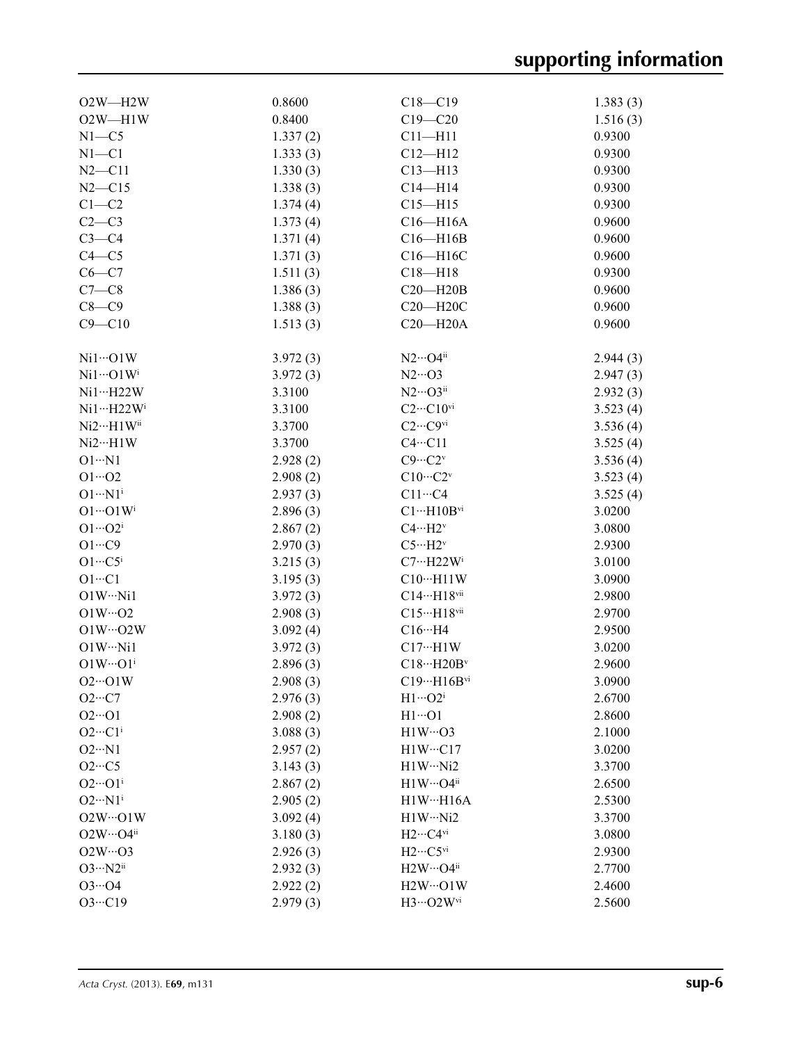| | | | |
|---|---|---|---|
| O2W—H2W | 0.8600 | C18—C19 | 1.383 (3) |
| O2W—H1W | 0.8400 | C19—C20 | 1.516 (3) |
| N1—C5 | 1.337 (2) | C11—H11 | 0.9300 |
| N1—C1 | 1.333 (3) | C12—H12 | 0.9300 |
| N2—C11 | 1.330 (3) | C13—H13 | 0.9300 |
| N2—C15 | 1.338 (3) | C14—H14 | 0.9300 |
| C1—C2 | 1.374 (4) | C15—H15 | 0.9300 |
| C2—C3 | 1.373 (4) | C16—H16A | 0.9600 |
| C3—C4 | 1.371 (4) | C16—H16B | 0.9600 |
| C4—C5 | 1.371 (3) | C16—H16C | 0.9600 |
| C6—C7 | 1.511 (3) | C18—H18 | 0.9300 |
| C7—C8 | 1.386 (3) | C20—H20B | 0.9600 |
| C8—C9 | 1.388 (3) | C20—H20C | 0.9600 |
| C9—C10 | 1.513 (3) | C20—H20A | 0.9600 |
| | | | |
| Ni1···O1W | 3.972 (3) | N2···O4$^{ii}$ | 2.944 (3) |
| Ni1···O1W$^{i}$ | 3.972 (3) | N2···O3 | 2.947 (3) |
| Ni1···H22W | 3.3100 | N2···O3$^{ii}$ | 2.932 (3) |
| Ni1···H22W$^{i}$ | 3.3100 | C2···C10$^{vi}$ | 3.523 (4) |
| Ni2···H1W$^{ii}$ | 3.3700 | C2···C9$^{vi}$ | 3.536 (4) |
| Ni2···H1W | 3.3700 | C4···C11 | 3.525 (4) |
| O1···N1 | 2.928 (2) | C9···C2$^{v}$ | 3.536 (4) |
| O1···O2 | 2.908 (2) | C10···C2$^{v}$ | 3.523 (4) |
| O1···N1$^{i}$ | 2.937 (3) | C11···C4 | 3.525 (4) |
| O1···O1W$^{i}$ | 2.896 (3) | C1···H10B$^{vi}$ | 3.0200 |
| O1···O2$^{i}$ | 2.867 (2) | C4···H2$^{v}$ | 3.0800 |
| O1···C9 | 2.970 (3) | C5···H2$^{v}$ | 2.9300 |
| O1···C5$^{i}$ | 3.215 (3) | C7···H22W$^{i}$ | 3.0100 |
| O1···C1 | 3.195 (3) | C10···H11W | 3.0900 |
| O1W···Ni1 | 3.972 (3) | C14···H18$^{vii}$ | 2.9800 |
| O1W···O2 | 2.908 (3) | C15···H18$^{vii}$ | 2.9700 |
| O1W···O2W | 3.092 (4) | C16···H4 | 2.9500 |
| O1W···Ni1 | 3.972 (3) | C17···H1W | 3.0200 |
| O1W···O1$^{i}$ | 2.896 (3) | C18···H20B$^{v}$ | 2.9600 |
| O2···O1W | 2.908 (3) | C19···H16B$^{vi}$ | 3.0900 |
| O2···C7 | 2.976 (3) | H1···O2$^{i}$ | 2.6700 |
| O2···O1 | 2.908 (2) | H1···O1 | 2.8600 |
| O2···C1$^{i}$ | 3.088 (3) | H1W···O3 | 2.1000 |
| O2···N1 | 2.957 (2) | H1W···C17 | 3.0200 |
| O2···C5 | 3.143 (3) | H1W···Ni2 | 3.3700 |
| O2···O1$^{i}$ | 2.867 (2) | H1W···O4$^{ii}$ | 2.6500 |
| O2···N1$^{i}$ | 2.905 (2) | H1W···H16A | 2.5300 |
| O2W···O1W | 3.092 (4) | H1W···Ni2 | 3.3700 |
| O2W···O4$^{ii}$ | 3.180 (3) | H2···C4$^{vi}$ | 3.0800 |
| O2W···O3 | 2.926 (3) | H2···C5$^{vi}$ | 2.9300 |
| O3···N2$^{ii}$ | 2.932 (3) | H2W···O4$^{ii}$ | 2.7700 |
| O3···O4 | 2.922 (2) | H2W···O1W | 2.4600 |
| O3···C19 | 2.979 (3) | H3···O2W$^{vi}$ | 2.5600 |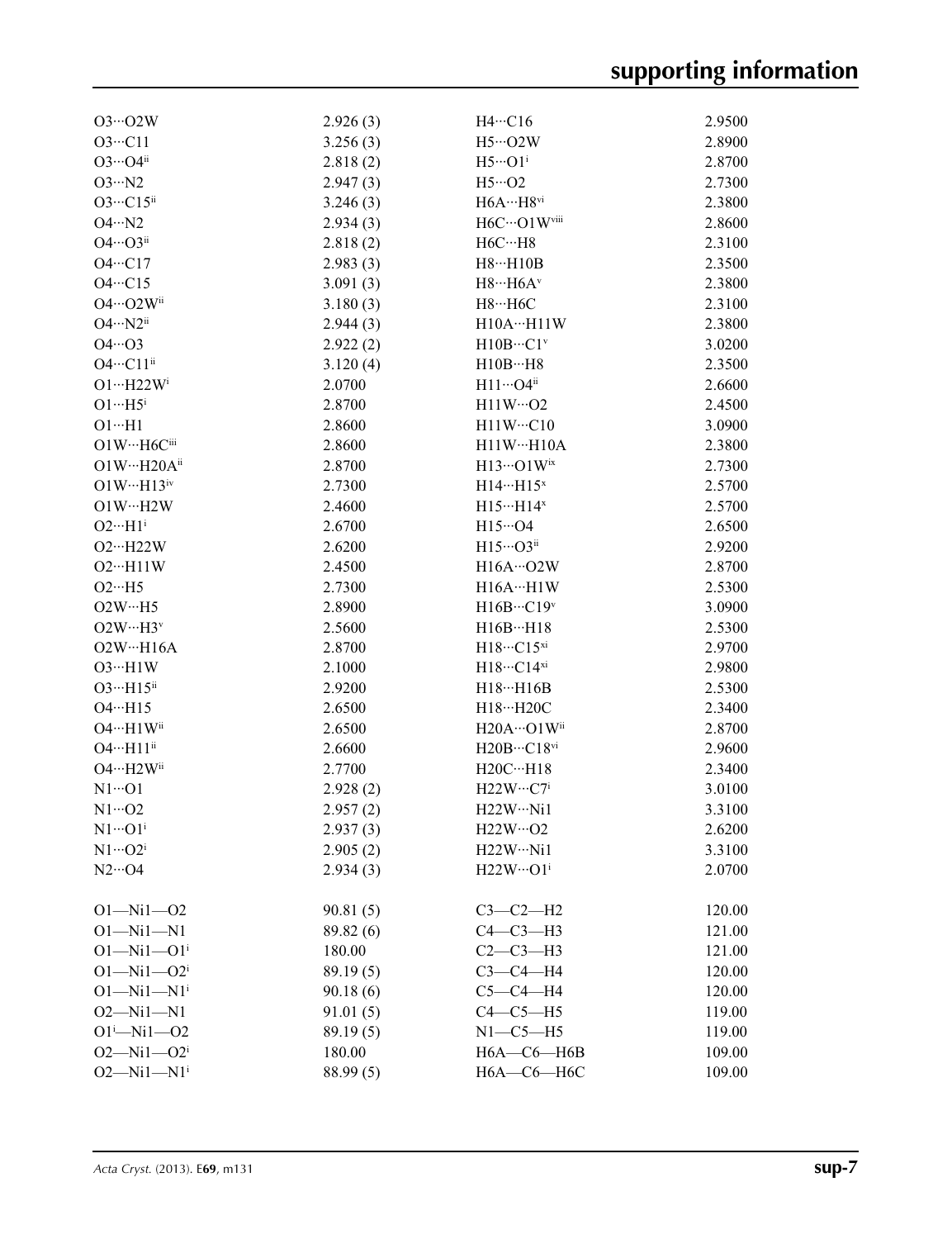| | | | |
|---|---|---|---|
| O3···O2W | 2.926 (3) | H4···C16 | 2.9500 |
| O3···C11 | 3.256 (3) | H5···O2W | 2.8900 |
| O3···O4[ii] | 2.818 (2) | H5···O1[i] | 2.8700 |
| O3···N2 | 2.947 (3) | H5···O2 | 2.7300 |
| O3···C15[ii] | 3.246 (3) | H6A···H8[vi] | 2.3800 |
| O4···N2 | 2.934 (3) | H6C···O1W[viii] | 2.8600 |
| O4···O3[ii] | 2.818 (2) | H6C···H8 | 2.3100 |
| O4···C17 | 2.983 (3) | H8···H10B | 2.3500 |
| O4···C15 | 3.091 (3) | H8···H6A[v] | 2.3800 |
| O4···O2W[ii] | 3.180 (3) | H8···H6C | 2.3100 |
| O4···N2[ii] | 2.944 (3) | H10A···H11W | 2.3800 |
| O4···O3 | 2.922 (2) | H10B···C1[v] | 3.0200 |
| O4···C11[ii] | 3.120 (4) | H10B···H8 | 2.3500 |
| O1···H22W[i] | 2.0700 | H11···O4[ii] | 2.6600 |
| O1···H5[i] | 2.8700 | H11W···O2 | 2.4500 |
| O1···H1 | 2.8600 | H11W···C10 | 3.0900 |
| O1W···H6C[iii] | 2.8600 | H11W···H10A | 2.3800 |
| O1W···H20A[ii] | 2.8700 | H13···O1W[ix] | 2.7300 |
| O1W···H13[iv] | 2.7300 | H14···H15[x] | 2.5700 |
| O1W···H2W | 2.4600 | H15···H14[x] | 2.5700 |
| O2···H1[i] | 2.6700 | H15···O4 | 2.6500 |
| O2···H22W | 2.6200 | H15···O3[ii] | 2.9200 |
| O2···H11W | 2.4500 | H16A···O2W | 2.8700 |
| O2···H5 | 2.7300 | H16A···H1W | 2.5300 |
| O2W···H5 | 2.8900 | H16B···C19[v] | 3.0900 |
| O2W···H3[v] | 2.5600 | H16B···H18 | 2.5300 |
| O2W···H16A | 2.8700 | H18···C15[xi] | 2.9700 |
| O3···H1W | 2.1000 | H18···C14[xi] | 2.9800 |
| O3···H15[ii] | 2.9200 | H18···H16B | 2.5300 |
| O4···H15 | 2.6500 | H18···H20C | 2.3400 |
| O4···H1W[ii] | 2.6500 | H20A···O1W[ii] | 2.8700 |
| O4···H11[ii] | 2.6600 | H20B···C18[vi] | 2.9600 |
| O4···H2W[ii] | 2.7700 | H20C···H18 | 2.3400 |
| N1···O1 | 2.928 (2) | H22W···C7[i] | 3.0100 |
| N1···O2 | 2.957 (2) | H22W···Ni1 | 3.3100 |
| N1···O1[i] | 2.937 (3) | H22W···O2 | 2.6200 |
| N1···O2[i] | 2.905 (2) | H22W···Ni1 | 3.3100 |
| N2···O4 | 2.934 (3) | H22W···O1[i] | 2.0700 |
| | | | |
| O1—Ni1—O2 | 90.81 (5) | C3—C2—H2 | 120.00 |
| O1—Ni1—N1 | 89.82 (6) | C4—C3—H3 | 121.00 |
| O1—Ni1—O1[i] | 180.00 | C2—C3—H3 | 121.00 |
| O1—Ni1—O2[i] | 89.19 (5) | C3—C4—H4 | 120.00 |
| O1—Ni1—N1[i] | 90.18 (6) | C5—C4—H4 | 120.00 |
| O2—Ni1—N1 | 91.01 (5) | C4—C5—H5 | 119.00 |
| O1[i]—Ni1—O2 | 89.19 (5) | N1—C5—H5 | 119.00 |
| O2—Ni1—O2[i] | 180.00 | H6A—C6—H6B | 109.00 |
| O2—Ni1—N1[i] | 88.99 (5) | H6A—C6—H6C | 109.00 |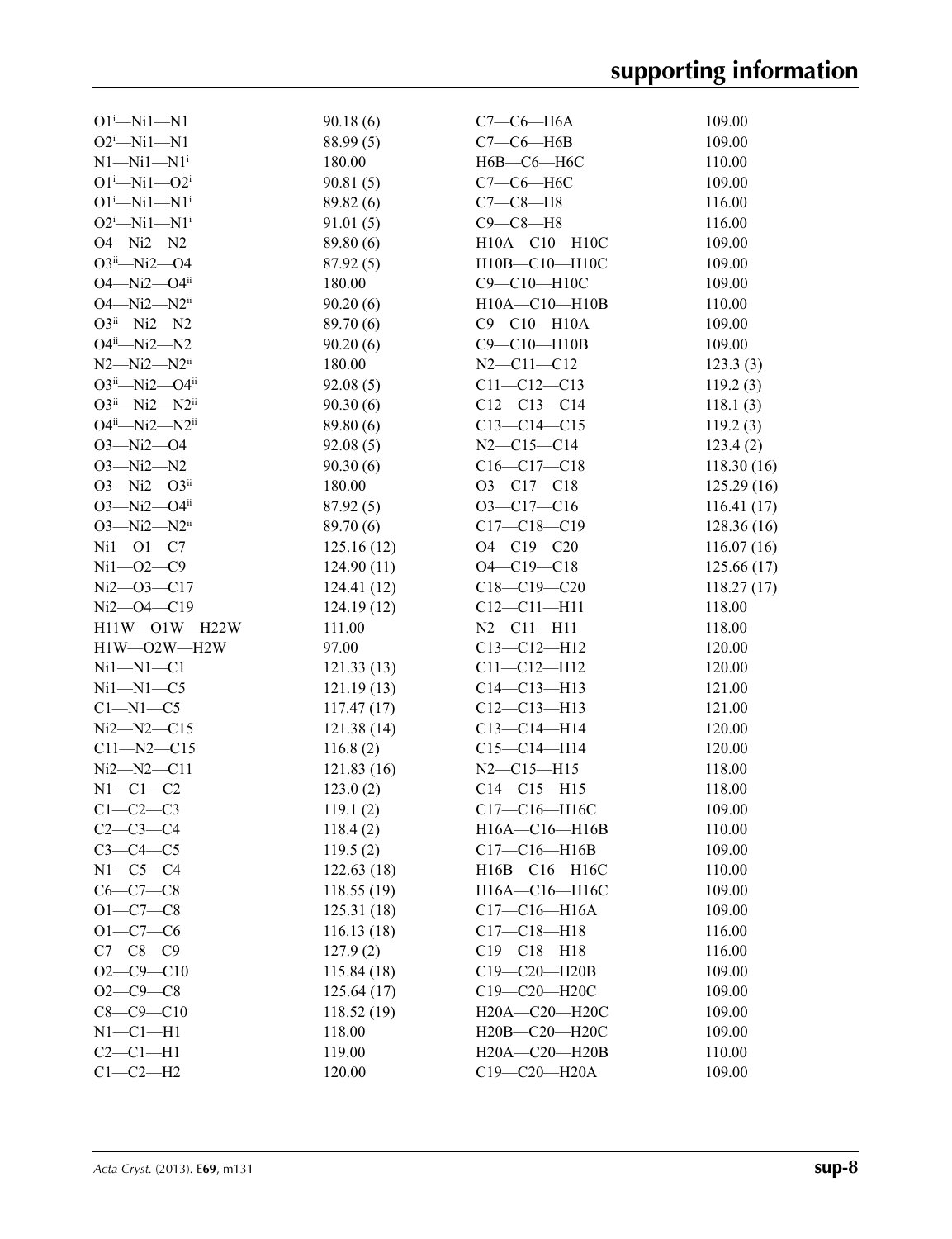| | | | |
|---|---|---|---|
| O1$^{i}$—Ni1—N1 | 90.18 (6) | C7—C6—H6A | 109.00 |
| O2$^{i}$—Ni1—N1 | 88.99 (5) | C7—C6—H6B | 109.00 |
| N1—Ni1—N1$^{i}$ | 180.00 | H6B—C6—H6C | 110.00 |
| O1$^{i}$—Ni1—O2$^{i}$ | 90.81 (5) | C7—C6—H6C | 109.00 |
| O1$^{i}$—Ni1—N1$^{i}$ | 89.82 (6) | C7—C8—H8 | 116.00 |
| O2$^{i}$—Ni1—N1$^{i}$ | 91.01 (5) | C9—C8—H8 | 116.00 |
| O4—Ni2—N2 | 89.80 (6) | H10A—C10—H10C | 109.00 |
| O3$^{ii}$—Ni2—O4 | 87.92 (5) | H10B—C10—H10C | 109.00 |
| O4—Ni2—O4$^{ii}$ | 180.00 | C9—C10—H10C | 109.00 |
| O4—Ni2—N2$^{ii}$ | 90.20 (6) | H10A—C10—H10B | 110.00 |
| O3$^{ii}$—Ni2—N2 | 89.70 (6) | C9—C10—H10A | 109.00 |
| O4$^{ii}$—Ni2—N2 | 90.20 (6) | C9—C10—H10B | 109.00 |
| N2—Ni2—N2$^{ii}$ | 180.00 | N2—C11—C12 | 123.3 (3) |
| O3$^{ii}$—Ni2—O4$^{ii}$ | 92.08 (5) | C11—C12—C13 | 119.2 (3) |
| O3$^{ii}$—Ni2—N2$^{ii}$ | 90.30 (6) | C12—C13—C14 | 118.1 (3) |
| O4$^{ii}$—Ni2—N2$^{ii}$ | 89.80 (6) | C13—C14—C15 | 119.2 (3) |
| O3—Ni2—O4 | 92.08 (5) | N2—C15—C14 | 123.4 (2) |
| O3—Ni2—N2 | 90.30 (6) | C16—C17—C18 | 118.30 (16) |
| O3—Ni2—O3$^{ii}$ | 180.00 | O3—C17—C18 | 125.29 (16) |
| O3—Ni2—O4$^{ii}$ | 87.92 (5) | O3—C17—C16 | 116.41 (17) |
| O3—Ni2—N2$^{ii}$ | 89.70 (6) | C17—C18—C19 | 128.36 (16) |
| Ni1—O1—C7 | 125.16 (12) | O4—C19—C20 | 116.07 (16) |
| Ni1—O2—C9 | 124.90 (11) | O4—C19—C18 | 125.66 (17) |
| Ni2—O3—C17 | 124.41 (12) | C18—C19—C20 | 118.27 (17) |
| Ni2—O4—C19 | 124.19 (12) | C12—C11—H11 | 118.00 |
| H11W—O1W—H22W | 111.00 | N2—C11—H11 | 118.00 |
| H1W—O2W—H2W | 97.00 | C13—C12—H12 | 120.00 |
| Ni1—N1—C1 | 121.33 (13) | C11—C12—H12 | 120.00 |
| Ni1—N1—C5 | 121.19 (13) | C14—C13—H13 | 121.00 |
| C1—N1—C5 | 117.47 (17) | C12—C13—H13 | 121.00 |
| Ni2—N2—C15 | 121.38 (14) | C13—C14—H14 | 120.00 |
| C11—N2—C15 | 116.8 (2) | C15—C14—H14 | 120.00 |
| Ni2—N2—C11 | 121.83 (16) | N2—C15—H15 | 118.00 |
| N1—C1—C2 | 123.0 (2) | C14—C15—H15 | 118.00 |
| C1—C2—C3 | 119.1 (2) | C17—C16—H16C | 109.00 |
| C2—C3—C4 | 118.4 (2) | H16A—C16—H16B | 110.00 |
| C3—C4—C5 | 119.5 (2) | C17—C16—H16B | 109.00 |
| N1—C5—C4 | 122.63 (18) | H16B—C16—H16C | 110.00 |
| C6—C7—C8 | 118.55 (19) | H16A—C16—H16C | 109.00 |
| O1—C7—C8 | 125.31 (18) | C17—C16—H16A | 109.00 |
| O1—C7—C6 | 116.13 (18) | C17—C18—H18 | 116.00 |
| C7—C8—C9 | 127.9 (2) | C19—C18—H18 | 116.00 |
| O2—C9—C10 | 115.84 (18) | C19—C20—H20B | 109.00 |
| O2—C9—C8 | 125.64 (17) | C19—C20—H20C | 109.00 |
| C8—C9—C10 | 118.52 (19) | H20A—C20—H20C | 109.00 |
| N1—C1—H1 | 118.00 | H20B—C20—H20C | 109.00 |
| C2—C1—H1 | 119.00 | H20A—C20—H20B | 110.00 |
| C1—C2—H2 | 120.00 | C19—C20—H20A | 109.00 |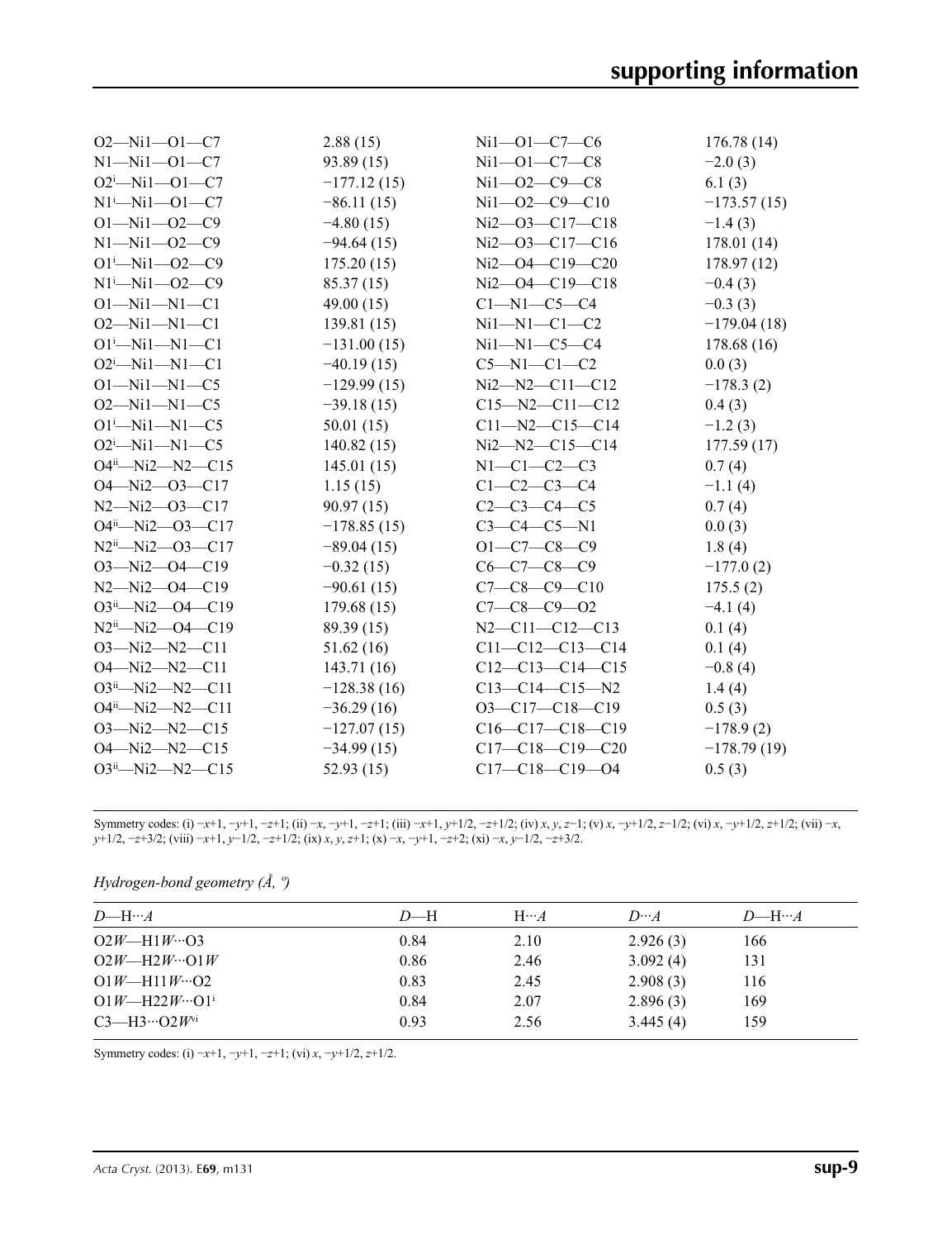| | | | |
|---|---|---|---|
| O2—Ni1—O1—C7 | 2.88 (15) | Ni1—O1—C7—C6 | 176.78 (14) |
| N1—Ni1—O1—C7 | 93.89 (15) | Ni1—O1—C7—C8 | −2.0 (3) |
| O2[i]—Ni1—O1—C7 | −177.12 (15) | Ni1—O2—C9—C8 | 6.1 (3) |
| N1[i]—Ni1—O1—C7 | −86.11 (15) | Ni1—O2—C9—C10 | −173.57 (15) |
| O1—Ni1—O2—C9 | −4.80 (15) | Ni2—O3—C17—C18 | −1.4 (3) |
| N1—Ni1—O2—C9 | −94.64 (15) | Ni2—O3—C17—C16 | 178.01 (14) |
| O1[i]—Ni1—O2—C9 | 175.20 (15) | Ni2—O4—C19—C20 | 178.97 (12) |
| N1[i]—Ni1—O2—C9 | 85.37 (15) | Ni2—O4—C19—C18 | −0.4 (3) |
| O1—Ni1—N1—C1 | 49.00 (15) | C1—N1—C5—C4 | −0.3 (3) |
| O2—Ni1—N1—C1 | 139.81 (15) | Ni1—N1—C1—C2 | −179.04 (18) |
| O1[i]—Ni1—N1—C1 | −131.00 (15) | Ni1—N1—C5—C4 | 178.68 (16) |
| O2[i]—Ni1—N1—C1 | −40.19 (15) | C5—N1—C1—C2 | 0.0 (3) |
| O1—Ni1—N1—C5 | −129.99 (15) | Ni2—N2—C11—C12 | −178.3 (2) |
| O2—Ni1—N1—C5 | −39.18 (15) | C15—N2—C11—C12 | 0.4 (3) |
| O1[i]—Ni1—N1—C5 | 50.01 (15) | C11—N2—C15—C14 | −1.2 (3) |
| O2[i]—Ni1—N1—C5 | 140.82 (15) | Ni2—N2—C15—C14 | 177.59 (17) |
| O4[ii]—Ni2—N2—C15 | 145.01 (15) | N1—C1—C2—C3 | 0.7 (4) |
| O4—Ni2—O3—C17 | 1.15 (15) | C1—C2—C3—C4 | −1.1 (4) |
| N2—Ni2—O3—C17 | 90.97 (15) | C2—C3—C4—C5 | 0.7 (4) |
| O4[ii]—Ni2—O3—C17 | −178.85 (15) | C3—C4—C5—N1 | 0.0 (3) |
| N2[ii]—Ni2—O3—C17 | −89.04 (15) | O1—C7—C8—C9 | 1.8 (4) |
| O3—Ni2—O4—C19 | −0.32 (15) | C6—C7—C8—C9 | −177.0 (2) |
| N2—Ni2—O4—C19 | −90.61 (15) | C7—C8—C9—C10 | 175.5 (2) |
| O3[ii]—Ni2—O4—C19 | 179.68 (15) | C7—C8—C9—O2 | −4.1 (4) |
| N2[ii]—Ni2—O4—C19 | 89.39 (15) | N2—C11—C12—C13 | 0.1 (4) |
| O3—Ni2—N2—C11 | 51.62 (16) | C11—C12—C13—C14 | 0.1 (4) |
| O4—Ni2—N2—C11 | 143.71 (16) | C12—C13—C14—C15 | −0.8 (4) |
| O3[ii]—Ni2—N2—C11 | −128.38 (16) | C13—C14—C15—N2 | 1.4 (4) |
| O4[ii]—Ni2—N2—C11 | −36.29 (16) | O3—C17—C18—C19 | 0.5 (3) |
| O3—Ni2—N2—C15 | −127.07 (15) | C16—C17—C18—C19 | −178.9 (2) |
| O4—Ni2—N2—C15 | −34.99 (15) | C17—C18—C19—C20 | −178.79 (19) |
| O3[ii]—Ni2—N2—C15 | 52.93 (15) | C17—C18—C19—O4 | 0.5 (3) |

Symmetry codes: (i) −x+1, −y+1, −z+1; (ii) −x, −y+1, −z+1; (iii) −x+1, y+1/2, −z+1/2; (iv) x, y, z−1; (v) x, −y+1/2, z−1/2; (vi) x, −y+1/2, z+1/2; (vii) −x, y+1/2, −z+3/2; (viii) −x+1, y−1/2, −z+1/2; (ix) x, y, z+1; (x) −x, −y+1, −z+2; (xi) −x, y−1/2, −z+3/2.

*Hydrogen-bond geometry (Å, º)*

| *D*—H···*A* | *D*—H | H···*A* | *D*···*A* | *D*—H···*A* |
|---|---|---|---|---|
| O2*W*—H1*W*···O3 | 0.84 | 2.10 | 2.926 (3) | 166 |
| O2*W*—H2*W*···O1*W* | 0.86 | 2.46 | 3.092 (4) | 131 |
| O1*W*—H11*W*···O2 | 0.83 | 2.45 | 2.908 (3) | 116 |
| O1*W*—H22*W*···O1[i] | 0.84 | 2.07 | 2.896 (3) | 169 |
| C3—H3···O2*W*[vi] | 0.93 | 2.56 | 3.445 (4) | 159 |

Symmetry codes: (i) −x+1, −y+1, −z+1; (vi) x, −y+1/2, z+1/2.